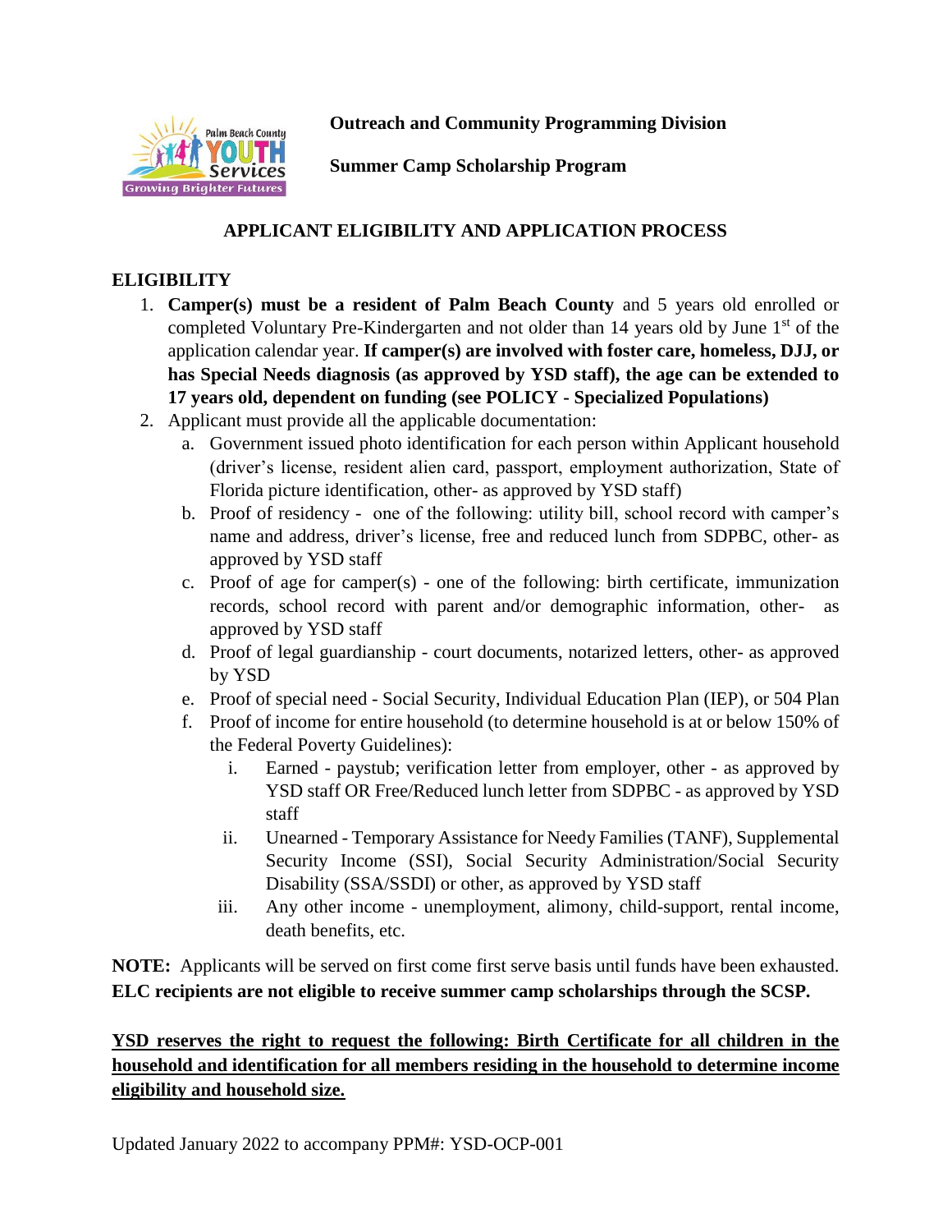**Outreach and Community Programming Division**

**Summer Camp Scholarship Program**

## APPLICANT ELIGIBILITY AND APPLICATION PROCESS

### ELIGIBILITY

1. **Camper(s) must be a resident of Palm Beach County** and 5 years old enrolled or completed Voluntary Pre-Kindergarten and not older than 14 years old by June 1st of the application calendar year. **If camper(s) are involved with foster care, homeless, DJJ, or has Special Needs diagnosis (as approved by YSD staff), the age can be extended to 17 years old, dependent on funding (see POLICY - Specialized Populations)**
2. Applicant must provide all the applicable documentation:
   a. Government issued photo identification for each person within Applicant household (driver's license, resident alien card, passport, employment authorization, State of Florida picture identification, other- as approved by YSD staff)
   b. Proof of residency - one of the following: utility bill, school record with camper's name and address, driver's license, free and reduced lunch from SDPBC, other- as approved by YSD staff
   c. Proof of age for camper(s) - one of the following: birth certificate, immunization records, school record with parent and/or demographic information, other- as approved by YSD staff
   d. Proof of legal guardianship - court documents, notarized letters, other- as approved by YSD
   e. Proof of special need - Social Security, Individual Education Plan (IEP), or 504 Plan
   f. Proof of income for entire household (to determine household is at or below 150% of the Federal Poverty Guidelines):
      i. Earned - paystub; verification letter from employer, other - as approved by YSD staff OR Free/Reduced lunch letter from SDPBC - as approved by YSD staff
      ii. Unearned - Temporary Assistance for Needy Families (TANF), Supplemental Security Income (SSI), Social Security Administration/Social Security Disability (SSA/SSDI) or other, as approved by YSD staff
      iii. Any other income - unemployment, alimony, child-support, rental income, death benefits, etc.

**NOTE:** Applicants will be served on first come first serve basis until funds have been exhausted. **ELC recipients are not eligible to receive summer camp scholarships through the SCSP.**

**YSD reserves the right to request the following: Birth Certificate for all children in the household and identification for all members residing in the household to determine income eligibility and household size.**

Updated January 2022 to accompany PPM#: YSD-OCP-001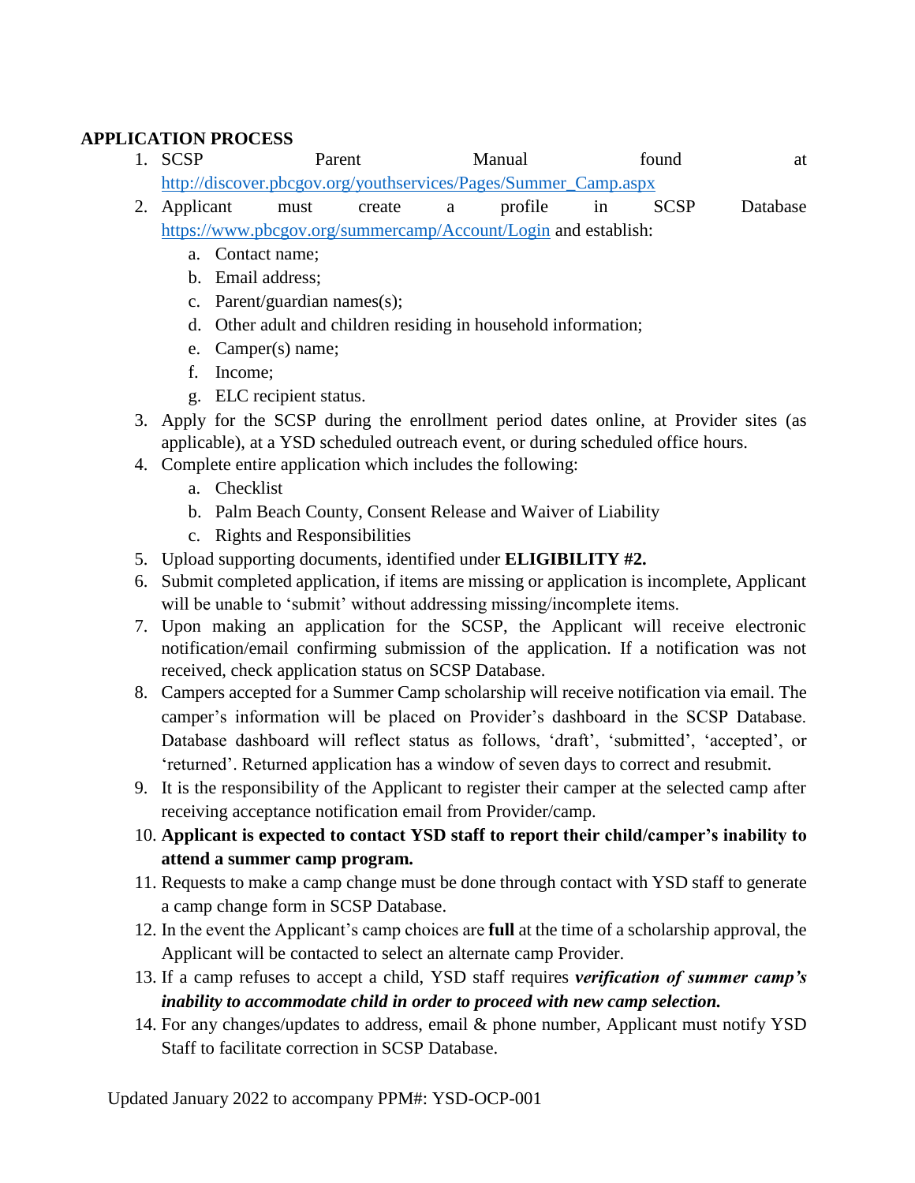**APPLICATION PROCESS**

1. SCSP Parent Manual found at http://discover.pbcgov.org/youthservices/Pages/Summer_Camp.aspx
2. Applicant must create a profile in SCSP Database https://www.pbcgov.org/summercamp/Account/Login and establish:
   a. Contact name;
   b. Email address;
   c. Parent/guardian names(s);
   d. Other adult and children residing in household information;
   e. Camper(s) name;
   f. Income;
   g. ELC recipient status.
3. Apply for the SCSP during the enrollment period dates online, at Provider sites (as applicable), at a YSD scheduled outreach event, or during scheduled office hours.
4. Complete entire application which includes the following:
   a. Checklist
   b. Palm Beach County, Consent Release and Waiver of Liability
   c. Rights and Responsibilities
5. Upload supporting documents, identified under **ELIGIBILITY #2.**
6. Submit completed application, if items are missing or application is incomplete, Applicant will be unable to 'submit' without addressing missing/incomplete items.
7. Upon making an application for the SCSP, the Applicant will receive electronic notification/email confirming submission of the application. If a notification was not received, check application status on SCSP Database.
8. Campers accepted for a Summer Camp scholarship will receive notification via email. The camper's information will be placed on Provider's dashboard in the SCSP Database. Database dashboard will reflect status as follows, 'draft', 'submitted', 'accepted', or 'returned'. Returned application has a window of seven days to correct and resubmit.
9. It is the responsibility of the Applicant to register their camper at the selected camp after receiving acceptance notification email from Provider/camp.
10. **Applicant is expected to contact YSD staff to report their child/camper's inability to attend a summer camp program.**
11. Requests to make a camp change must be done through contact with YSD staff to generate a camp change form in SCSP Database.
12. In the event the Applicant's camp choices are **full** at the time of a scholarship approval, the Applicant will be contacted to select an alternate camp Provider.
13. If a camp refuses to accept a child, YSD staff requires ***verification of summer camp's inability to accommodate child in order to proceed with new camp selection.***
14. For any changes/updates to address, email & phone number, Applicant must notify YSD Staff to facilitate correction in SCSP Database.

Updated January 2022 to accompany PPM#: YSD-OCP-001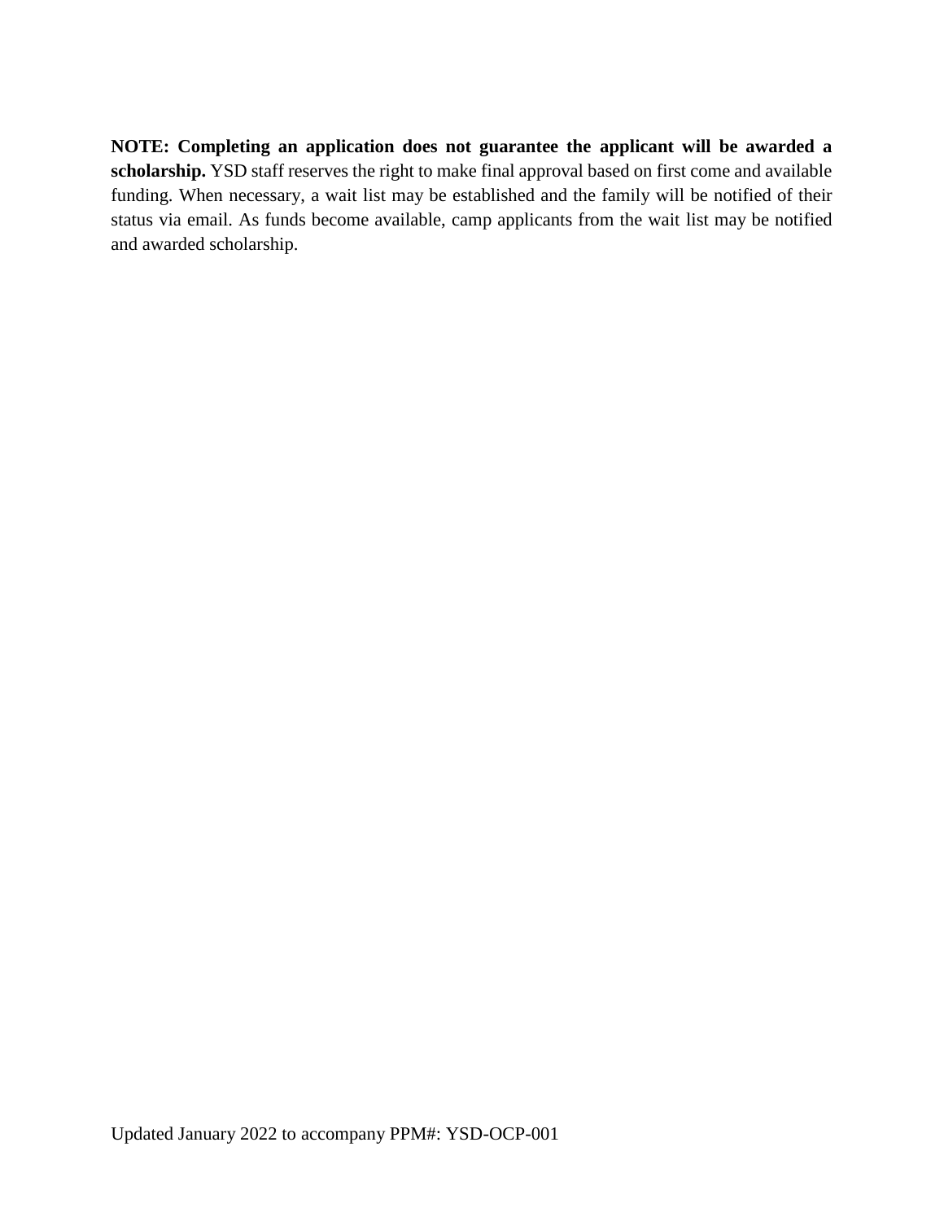**NOTE: Completing an application does not guarantee the applicant will be awarded a scholarship.** YSD staff reserves the right to make final approval based on first come and available funding. When necessary, a wait list may be established and the family will be notified of their status via email. As funds become available, camp applicants from the wait list may be notified and awarded scholarship.